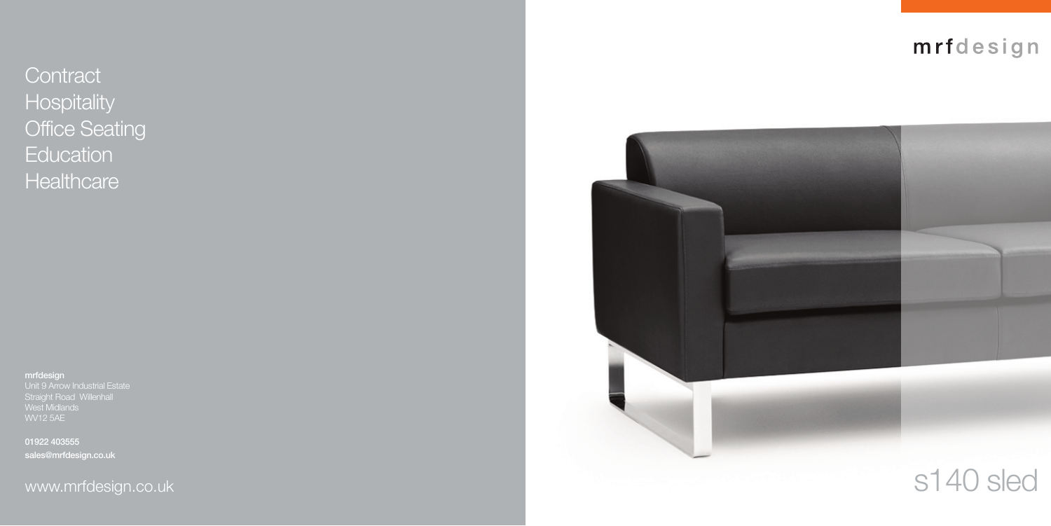Contract
Hospitality
Office Seating
Education
Healthcare

**mrfdesign**
Unit 9 Arrow Industrial Estate
Straight Road Willenhall
West Midlands
WV12 5AE

01922 403555
sales@mrfdesign.co.uk

www.mrfdesign.co.uk

mrfdesign

# s140 sled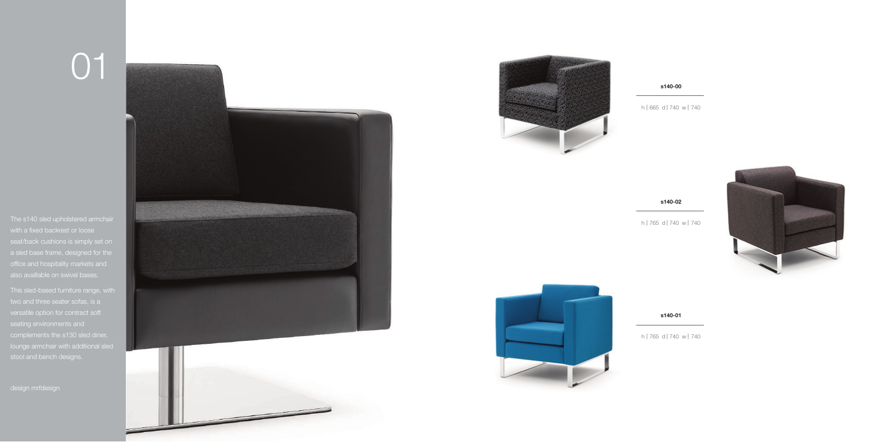# 01

The s140 sled upholstered armchair with a fixed backrest or loose seat/back cushions is simply set on a sled base frame, designed for the office and hospitality markets and also availlable on swivel bases.

This sled-based furniture range, with two and three seater sofas, is a versatile option for contract soft seating environments and complements the s130 sled diner, lounge armchair with additional sled stool and bench designs.

design mrfdesign

**s140-00**

h | 665 d | 740 w | 740

**s140-02**

h | 765 d | 740 w | 740

**s140-01**

h | 765 d | 740 w | 740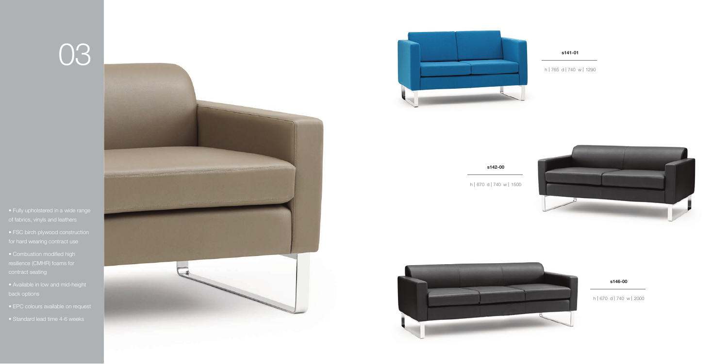# 03

- Fully upholstered in a wide range of fabrics, vinyls and leathers
- FSC birch plywood construction for hard wearing contract use
- Combustion modified high resilience (CMHR) foams for contract seating
- Available in low and mid-height back options
- EPC colours available on request
- Standard lead time 4-6 weeks

**s141-01**

h | 765 d | 740 w | 1290

**s142-00**

h | 670 d | 740 w | 1500

**s146-00**

h | 670 d | 740 w | 2000